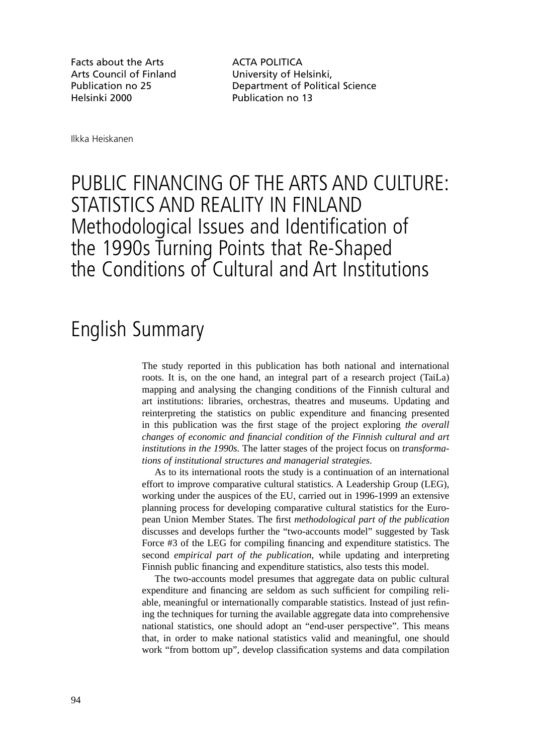Facts about the Arts
Arts Council of Finland
Publication no 25
Helsinki 2000

ACTA POLITICA
University of Helsinki,
Department of Political Science
Publication no 13

Ilkka Heiskanen

# PUBLIC FINANCING OF THE ARTS AND CULTURE: STATISTICS AND REALITY IN FINLAND
## Methodological Issues and Identification of the 1990s Turning Points that Re-Shaped the Conditions of Cultural and Art Institutions

## English Summary

The study reported in this publication has both national and international roots. It is, on the one hand, an integral part of a research project (TaiLa) mapping and analysing the changing conditions of the Finnish cultural and art institutions: libraries, orchestras, theatres and museums. Updating and reinterpreting the statistics on public expenditure and financing presented in this publication was the first stage of the project exploring *the overall changes of economic and financial condition of the Finnish cultural and art institutions in the 1990s*. The latter stages of the project focus on *transformations of institutional structures and managerial strategies*.

As to its international roots the study is a continuation of an international effort to improve comparative cultural statistics. A Leadership Group (LEG), working under the auspices of the EU, carried out in 1996-1999 an extensive planning process for developing comparative cultural statistics for the European Union Member States. The first *methodological part of the publication* discusses and develops further the "two-accounts model" suggested by Task Force #3 of the LEG for compiling financing and expenditure statistics. The second *empirical part of the publication*, while updating and interpreting Finnish public financing and expenditure statistics, also tests this model.

The two-accounts model presumes that aggregate data on public cultural expenditure and financing are seldom as such sufficient for compiling reliable, meaningful or internationally comparable statistics. Instead of just refining the techniques for turning the available aggregate data into comprehensive national statistics, one should adopt an "end-user perspective". This means that, in order to make national statistics valid and meaningful, one should work "from bottom up", develop classification systems and data compilation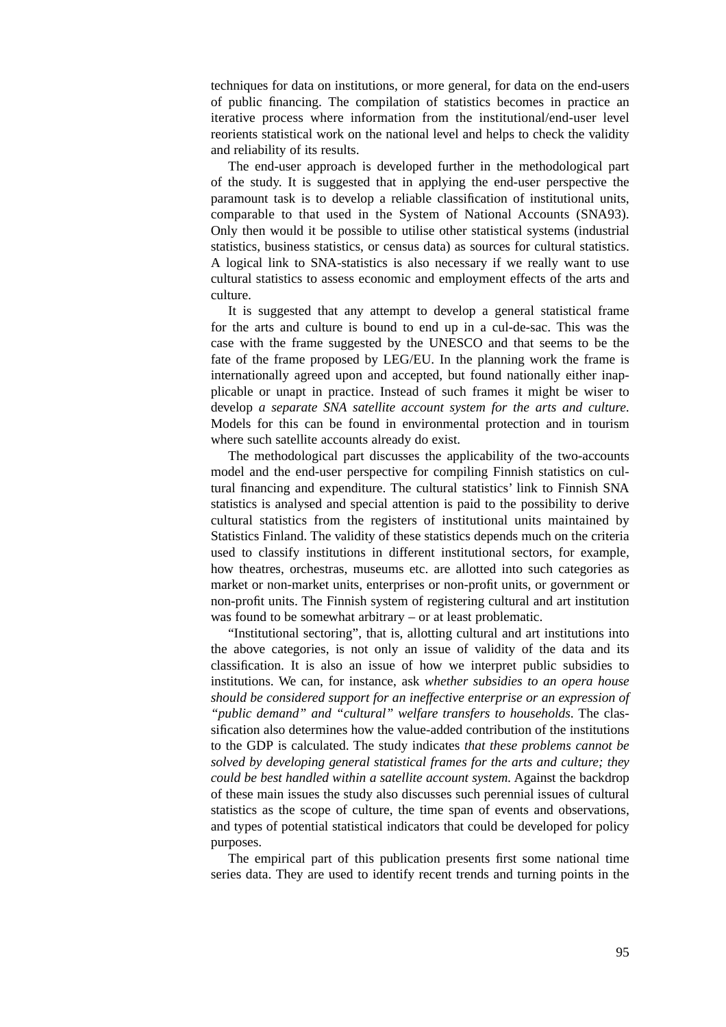techniques for data on institutions, or more general, for data on the end-users of public financing. The compilation of statistics becomes in practice an iterative process where information from the institutional/end-user level reorients statistical work on the national level and helps to check the validity and reliability of its results.

The end-user approach is developed further in the methodological part of the study. It is suggested that in applying the end-user perspective the paramount task is to develop a reliable classification of institutional units, comparable to that used in the System of National Accounts (SNA93). Only then would it be possible to utilise other statistical systems (industrial statistics, business statistics, or census data) as sources for cultural statistics. A logical link to SNA-statistics is also necessary if we really want to use cultural statistics to assess economic and employment effects of the arts and culture.

It is suggested that any attempt to develop a general statistical frame for the arts and culture is bound to end up in a cul-de-sac. This was the case with the frame suggested by the UNESCO and that seems to be the fate of the frame proposed by LEG/EU. In the planning work the frame is internationally agreed upon and accepted, but found nationally either inapplicable or unapt in practice. Instead of such frames it might be wiser to develop *a separate SNA satellite account system for the arts and culture.* Models for this can be found in environmental protection and in tourism where such satellite accounts already do exist.

The methodological part discusses the applicability of the two-accounts model and the end-user perspective for compiling Finnish statistics on cultural financing and expenditure. The cultural statistics' link to Finnish SNA statistics is analysed and special attention is paid to the possibility to derive cultural statistics from the registers of institutional units maintained by Statistics Finland. The validity of these statistics depends much on the criteria used to classify institutions in different institutional sectors, for example, how theatres, orchestras, museums etc. are allotted into such categories as market or non-market units, enterprises or non-profit units, or government or non-profit units. The Finnish system of registering cultural and art institution was found to be somewhat arbitrary – or at least problematic.

"Institutional sectoring", that is, allotting cultural and art institutions into the above categories, is not only an issue of validity of the data and its classification. It is also an issue of how we interpret public subsidies to institutions. We can, for instance, ask *whether subsidies to an opera house should be considered support for an ineffective enterprise or an expression of "public demand" and "cultural" welfare transfers to households.* The classification also determines how the value-added contribution of the institutions to the GDP is calculated. The study indicates *that these problems cannot be solved by developing general statistical frames for the arts and culture; they could be best handled within a satellite account system.* Against the backdrop of these main issues the study also discusses such perennial issues of cultural statistics as the scope of culture, the time span of events and observations, and types of potential statistical indicators that could be developed for policy purposes.

The empirical part of this publication presents first some national time series data. They are used to identify recent trends and turning points in the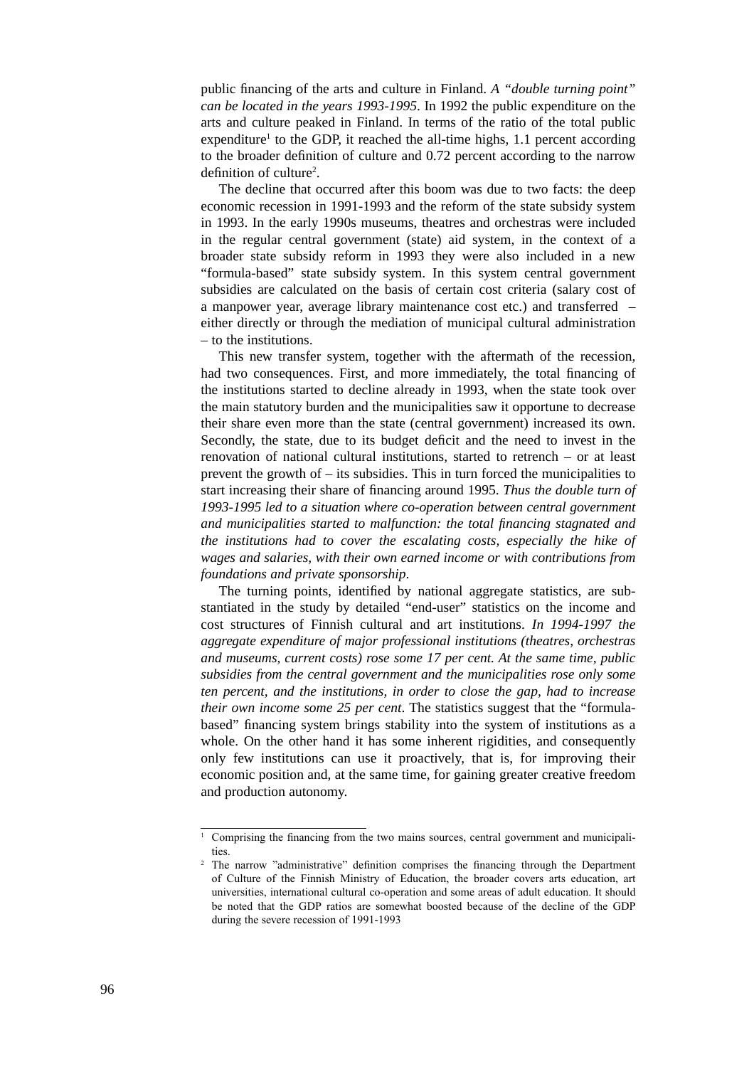public financing of the arts and culture in Finland. *A "double turning point" can be located in the years 1993-1995*. In 1992 the public expenditure on the arts and culture peaked in Finland. In terms of the ratio of the total public expenditure[1] to the GDP, it reached the all-time highs, 1.1 percent according to the broader definition of culture and 0.72 percent according to the narrow definition of culture[2].

The decline that occurred after this boom was due to two facts: the deep economic recession in 1991-1993 and the reform of the state subsidy system in 1993. In the early 1990s museums, theatres and orchestras were included in the regular central government (state) aid system, in the context of a broader state subsidy reform in 1993 they were also included in a new "formula-based" state subsidy system. In this system central government subsidies are calculated on the basis of certain cost criteria (salary cost of a manpower year, average library maintenance cost etc.) and transferred – either directly or through the mediation of municipal cultural administration – to the institutions.

This new transfer system, together with the aftermath of the recession, had two consequences. First, and more immediately, the total financing of the institutions started to decline already in 1993, when the state took over the main statutory burden and the municipalities saw it opportune to decrease their share even more than the state (central government) increased its own. Secondly, the state, due to its budget deficit and the need to invest in the renovation of national cultural institutions, started to retrench – or at least prevent the growth of – its subsidies. This in turn forced the municipalities to start increasing their share of financing around 1995. *Thus the double turn of 1993-1995 led to a situation where co-operation between central government and municipalities started to malfunction: the total financing stagnated and the institutions had to cover the escalating costs, especially the hike of wages and salaries, with their own earned income or with contributions from foundations and private sponsorship*.

The turning points, identified by national aggregate statistics, are substantiated in the study by detailed "end-user" statistics on the income and cost structures of Finnish cultural and art institutions. *In 1994-1997 the aggregate expenditure of major professional institutions (theatres, orchestras and museums, current costs) rose some 17 per cent. At the same time, public subsidies from the central government and the municipalities rose only some ten percent, and the institutions, in order to close the gap, had to increase their own income some 25 per cent*. The statistics suggest that the "formula-based" financing system brings stability into the system of institutions as a whole. On the other hand it has some inherent rigidities, and consequently only few institutions can use it proactively, that is, for improving their economic position and, at the same time, for gaining greater creative freedom and production autonomy.

---

[1] Comprising the financing from the two mains sources, central government and municipalities.

[2] The narrow "administrative" definition comprises the financing through the Department of Culture of the Finnish Ministry of Education, the broader covers arts education, art universities, international cultural co-operation and some areas of adult education. It should be noted that the GDP ratios are somewhat boosted because of the decline of the GDP during the severe recession of 1991-1993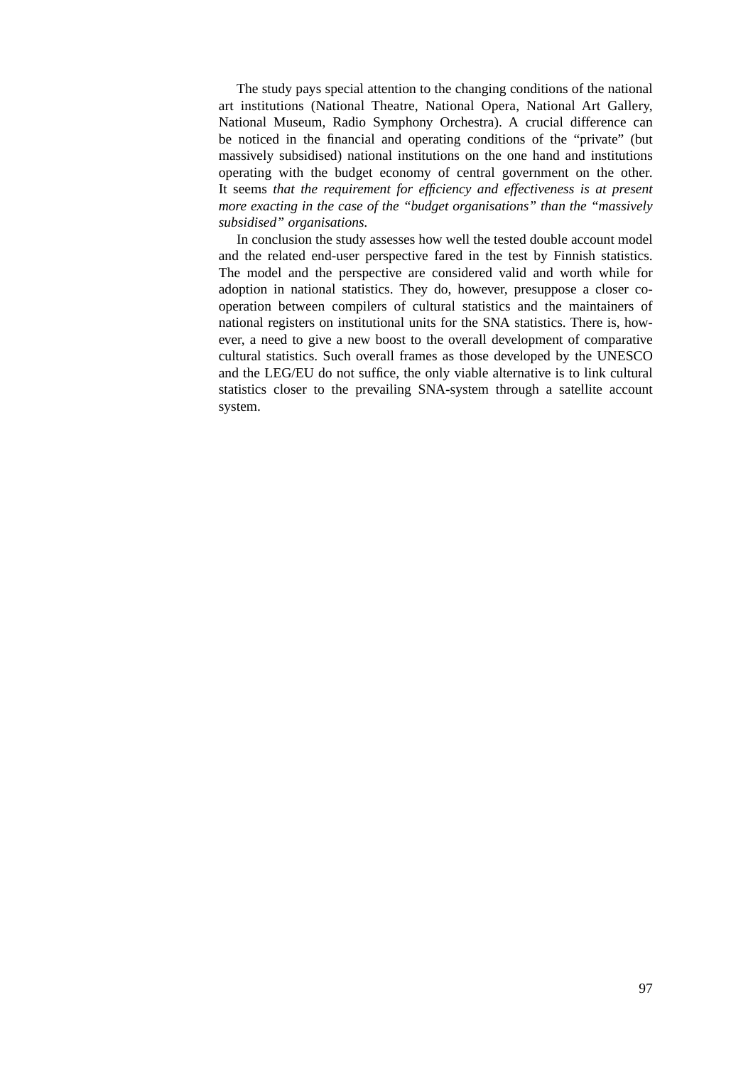The study pays special attention to the changing conditions of the national art institutions (National Theatre, National Opera, National Art Gallery, National Museum, Radio Symphony Orchestra). A crucial difference can be noticed in the financial and operating conditions of the "private" (but massively subsidised) national institutions on the one hand and institutions operating with the budget economy of central government on the other. It seems *that the requirement for efficiency and effectiveness is at present more exacting in the case of the "budget organisations" than the "massively subsidised" organisations.*

In conclusion the study assesses how well the tested double account model and the related end-user perspective fared in the test by Finnish statistics. The model and the perspective are considered valid and worth while for adoption in national statistics. They do, however, presuppose a closer co-operation between compilers of cultural statistics and the maintainers of national registers on institutional units for the SNA statistics. There is, however, a need to give a new boost to the overall development of comparative cultural statistics. Such overall frames as those developed by the UNESCO and the LEG/EU do not suffice, the only viable alternative is to link cultural statistics closer to the prevailing SNA-system through a satellite account system.